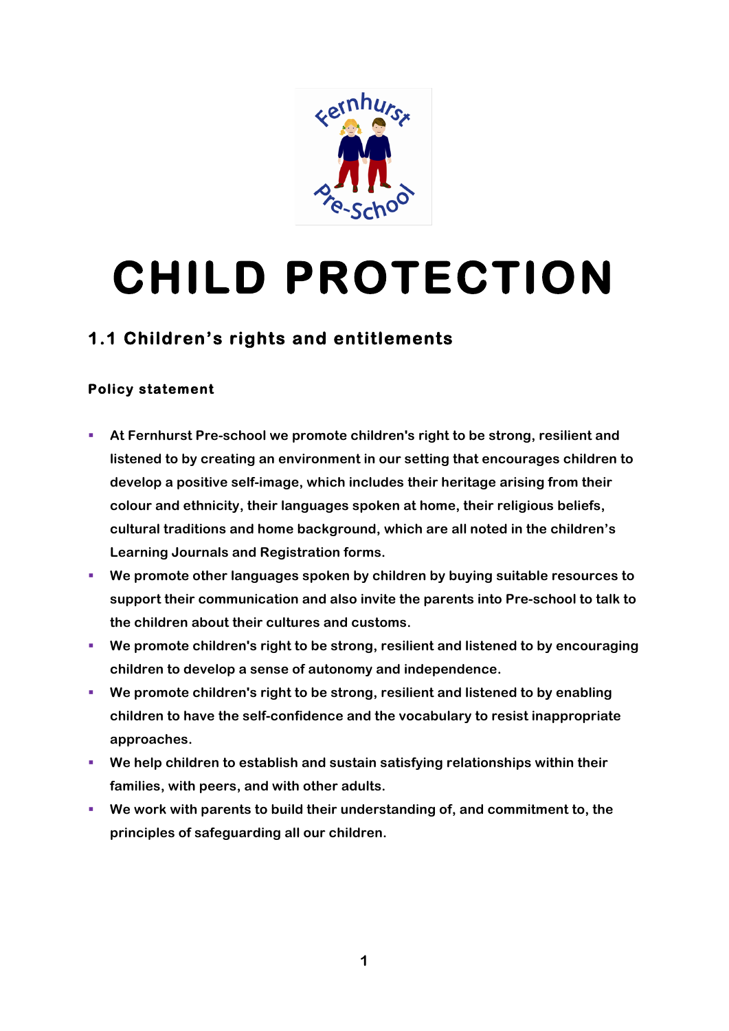# CHILD PROTECTION

## 1.1 Children's rights and entitlements

### Policy statement

- At Fernhurst Pre-school we promote children's right to be strong, resilient and listened to by creating an environment in our setting that encourages children to develop a positive self-image, which includes their heritage arising from their colour and ethnicity, their languages spoken at home, their religious beliefs, cultural traditions and home background, which are all noted in the children's Learning Journals and Registration forms.
- We promote other languages spoken by children by buying suitable resources to support their communication and also invite the parents into Pre-school to talk to the children about their cultures and customs.
- We promote children's right to be strong, resilient and listened to by encouraging children to develop a sense of autonomy and independence.
- We promote children's right to be strong, resilient and listened to by enabling children to have the self-confidence and the vocabulary to resist inappropriate approaches.
- We help children to establish and sustain satisfying relationships within their families, with peers, and with other adults.
- We work with parents to build their understanding of, and commitment to, the principles of safeguarding all our children.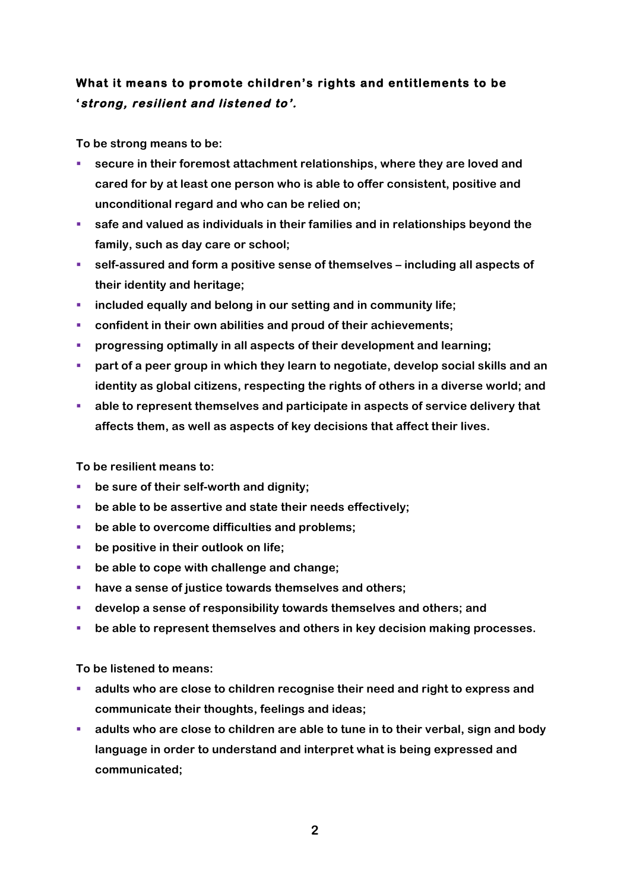**What it means to promote children's rights and entitlements to be '*strong, resilient and listened to'.***

**To be strong means to be:**

- **secure in their foremost attachment relationships, where they are loved and cared for by at least one person who is able to offer consistent, positive and unconditional regard and who can be relied on;**
- **safe and valued as individuals in their families and in relationships beyond the family, such as day care or school;**
- **self-assured and form a positive sense of themselves – including all aspects of their identity and heritage;**
- **included equally and belong in our setting and in community life;**
- **confident in their own abilities and proud of their achievements;**
- **progressing optimally in all aspects of their development and learning;**
- **part of a peer group in which they learn to negotiate, develop social skills and an identity as global citizens, respecting the rights of others in a diverse world; and**
- **able to represent themselves and participate in aspects of service delivery that affects them, as well as aspects of key decisions that affect their lives.**

**To be resilient means to:**

- **be sure of their self-worth and dignity;**
- **be able to be assertive and state their needs effectively;**
- **be able to overcome difficulties and problems;**
- **be positive in their outlook on life;**
- **be able to cope with challenge and change;**
- **have a sense of justice towards themselves and others;**
- **develop a sense of responsibility towards themselves and others; and**
- **be able to represent themselves and others in key decision making processes.**

**To be listened to means:**

- **adults who are close to children recognise their need and right to express and communicate their thoughts, feelings and ideas;**
- **adults who are close to children are able to tune in to their verbal, sign and body language in order to understand and interpret what is being expressed and communicated;**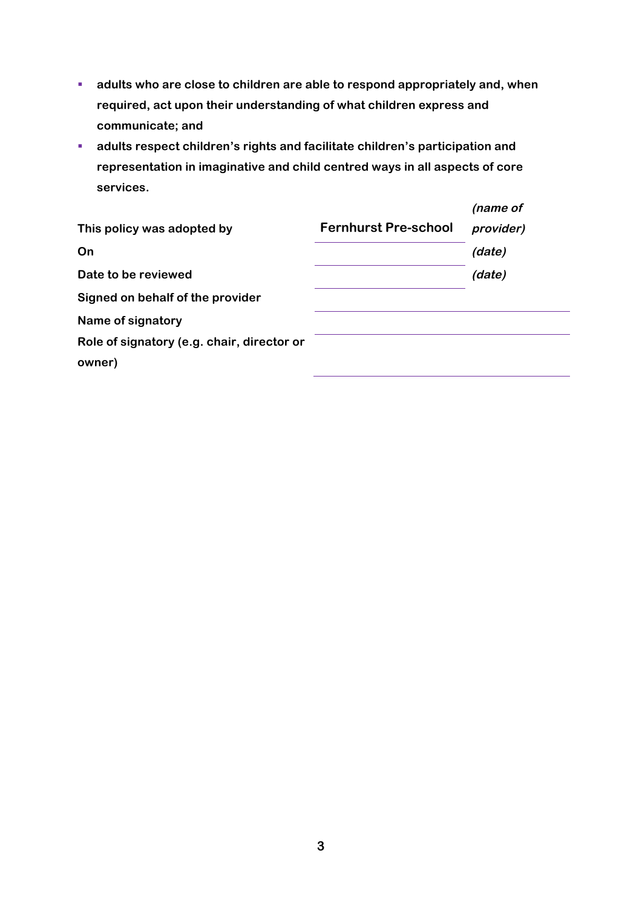- **adults who are close to children are able to respond appropriately and, when required, act upon their understanding of what children express and communicate; and**
- **adults respect children's rights and facilitate children's participation and representation in imaginative and child centred ways in all aspects of core services.**

| | | |
|---|---|---|
| **This policy was adopted by** | **Fernhurst Pre-school** | ***(name of provider)*** |
| **On** | | ***(date)*** |
| **Date to be reviewed** | | ***(date)*** |
| **Signed on behalf of the provider** | | |
| **Name of signatory** | | |
| **Role of signatory (e.g. chair, director or owner)** | | |